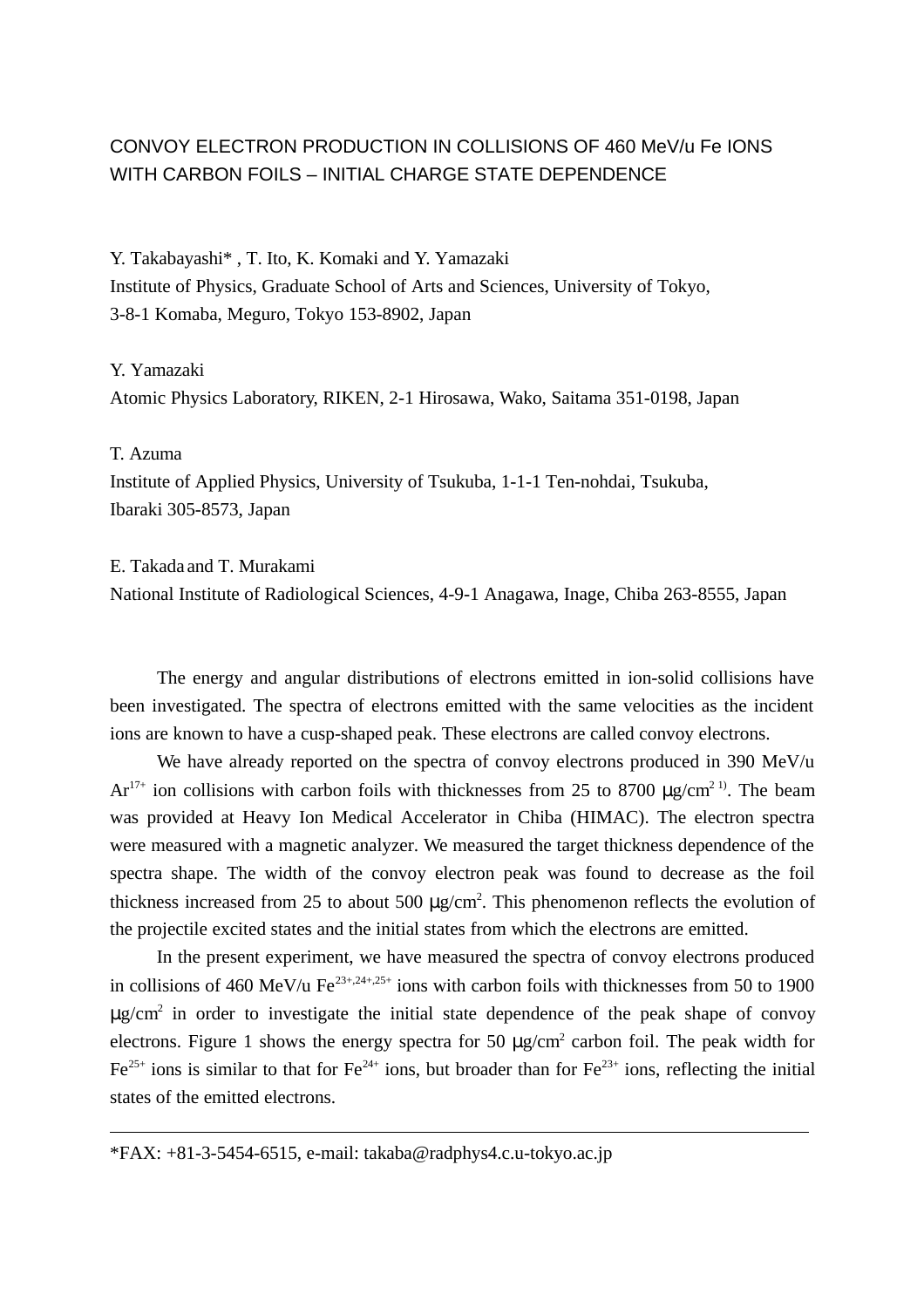# CONVOY ELECTRON PRODUCTION IN COLLISIONS OF 460 MeV/u Fe IONS WITH CARBON FOILS – INITIAL CHARGE STATE DEPENDENCE

Y. Takabayashi* , T. Ito, K. Komaki and Y. Yamazaki
Institute of Physics, Graduate School of Arts and Sciences, University of Tokyo,
3-8-1 Komaba, Meguro, Tokyo 153-8902, Japan

Y. Yamazaki
Atomic Physics Laboratory, RIKEN, 2-1 Hirosawa, Wako, Saitama 351-0198, Japan

T. Azuma
Institute of Applied Physics, University of Tsukuba, 1-1-1 Ten-nohdai, Tsukuba,
Ibaraki 305-8573, Japan

E. Takada and T. Murakami
National Institute of Radiological Sciences, 4-9-1 Anagawa, Inage, Chiba 263-8555, Japan

The energy and angular distributions of electrons emitted in ion-solid collisions have been investigated. The spectra of electrons emitted with the same velocities as the incident ions are known to have a cusp-shaped peak. These electrons are called convoy electrons.

We have already reported on the spectra of convoy electrons produced in 390 MeV/u $Ar^{17+}$ ion collisions with carbon foils with thicknesses from 25 to 8700 $\mu g/cm^2$ [1]. The beam was provided at Heavy Ion Medical Accelerator in Chiba (HIMAC). The electron spectra were measured with a magnetic analyzer. We measured the target thickness dependence of the spectra shape. The width of the convoy electron peak was found to decrease as the foil thickness increased from 25 to about 500 $\mu g/cm^2$. This phenomenon reflects the evolution of the projectile excited states and the initial states from which the electrons are emitted.

In the present experiment, we have measured the spectra of convoy electrons produced in collisions of 460 MeV/u $Fe^{23+,24+,25+}$ ions with carbon foils with thicknesses from 50 to 1900 $\mu g/cm^2$ in order to investigate the initial state dependence of the peak shape of convoy electrons. Figure 1 shows the energy spectra for 50 $\mu g/cm^2$ carbon foil. The peak width for $Fe^{25+}$ ions is similar to that for $Fe^{24+}$ ions, but broader than for $Fe^{23+}$ ions, reflecting the initial states of the emitted electrons.

---

*FAX: +81-3-5454-6515, e-mail: takaba@radphys4.c.u-tokyo.ac.jp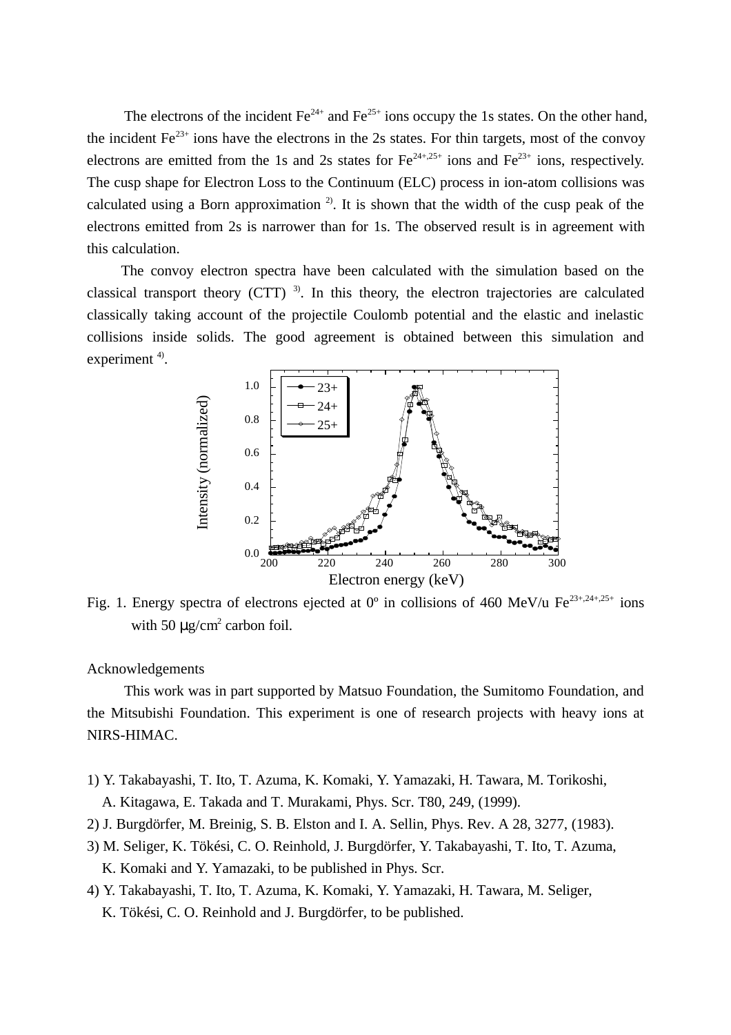The electrons of the incident $Fe^{24+}$ and $Fe^{25+}$ ions occupy the 1s states. On the other hand, the incident $Fe^{23+}$ ions have the electrons in the 2s states. For thin targets, most of the convoy electrons are emitted from the 1s and 2s states for $Fe^{24+,25+}$ ions and $Fe^{23+}$ ions, respectively. The cusp shape for Electron Loss to the Continuum (ELC) process in ion-atom collisions was calculated using a Born approximation [2]. It is shown that the width of the cusp peak of the electrons emitted from 2s is narrower than for 1s. The observed result is in agreement with this calculation.

The convoy electron spectra have been calculated with the simulation based on the classical transport theory (CTT) [3]. In this theory, the electron trajectories are calculated classically taking account of the projectile Coulomb potential and the elastic and inelastic collisions inside solids. The good agreement is obtained between this simulation and experiment [4].

Intensity (normalized)
1.0
0.8
0.6
0.4
0.2
0.0
200
220
240
260
280
300
Electron energy (keV)
23+
24+
25+

Fig. 1. Energy spectra of electrons ejected at 0° in collisions of 460 MeV/u $Fe^{23+,24+,25+}$ ions with 50 μg/cm² carbon foil.

Acknowledgements

This work was in part supported by Matsuo Foundation, the Sumitomo Foundation, and the Mitsubishi Foundation. This experiment is one of research projects with heavy ions at NIRS-HIMAC.

1) Y. Takabayashi, T. Ito, T. Azuma, K. Komaki, Y. Yamazaki, H. Tawara, M. Torikoshi, A. Kitagawa, E. Takada and T. Murakami, Phys. Scr. T80, 249, (1999).
2) J. Burgdörfer, M. Breinig, S. B. Elston and I. A. Sellin, Phys. Rev. A 28, 3277, (1983).
3) M. Seliger, K. Tökési, C. O. Reinhold, J. Burgdörfer, Y. Takabayashi, T. Ito, T. Azuma, K. Komaki and Y. Yamazaki, to be published in Phys. Scr.
4) Y. Takabayashi, T. Ito, T. Azuma, K. Komaki, Y. Yamazaki, H. Tawara, M. Seliger, K. Tökési, C. O. Reinhold and J. Burgdörfer, to be published.